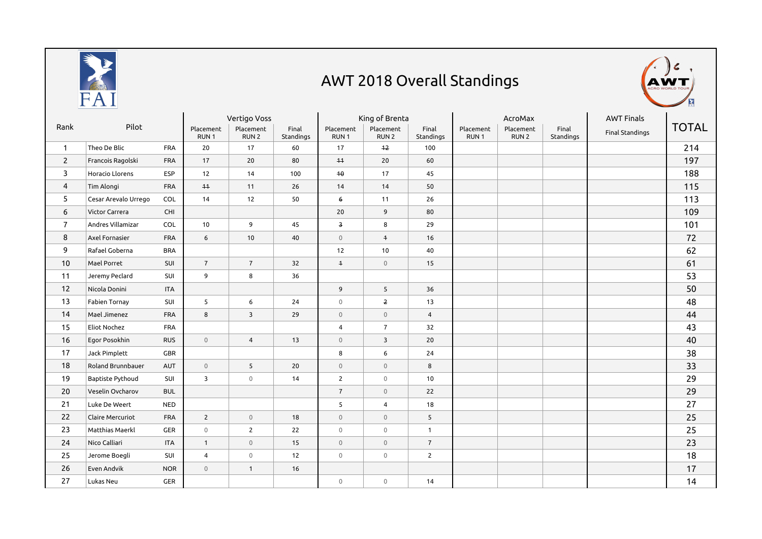# AWT 2018 Overall Standings

| Rank | Pilot | | Vertigo Voss | | | King of Brenta | | | AcroMax | | | AWT Finals | TOTAL |
|---|---|---|---|---|---|---|---|---|---|---|---|---|---|
| | | | Placement RUN 1 | Placement RUN 2 | Final Standings | Placement RUN 1 | Placement RUN 2 | Final Standings | Placement RUN 1 | Placement RUN 2 | Final Standings | Final Standings | |
| 1 | Theo De Blic | FRA | 20 | 17 | 60 | 17 | ~~12~~ | 100 | | | | | 214 |
| 2 | Francois Ragolski | FRA | 17 | 20 | 80 | ~~11~~ | 20 | 60 | | | | | 197 |
| 3 | Horacio Llorens | ESP | 12 | 14 | 100 | ~~10~~ | 17 | 45 | | | | | 188 |
| 4 | Tim Alongi | FRA | ~~11~~ | 11 | 26 | 14 | 14 | 50 | | | | | 115 |
| 5 | Cesar Arevalo Urrego | COL | 14 | 12 | 50 | ~~6~~ | 11 | 26 | | | | | 113 |
| 6 | Victor Carrera | CHI | | | | 20 | 9 | 80 | | | | | 109 |
| 7 | Andres Villamizar | COL | 10 | 9 | 45 | ~~3~~ | 8 | 29 | | | | | 101 |
| 8 | Axel Fornasier | FRA | 6 | 10 | 40 | 0 | ~~1~~ | 16 | | | | | 72 |
| 9 | Rafael Goberna | BRA | | | | 12 | 10 | 40 | | | | | 62 |
| 10 | Mael Porret | SUI | 7 | 7 | 32 | ~~1~~ | 0 | 15 | | | | | 61 |
| 11 | Jeremy Peclard | SUI | 9 | 8 | 36 | | | | | | | | 53 |
| 12 | Nicola Donini | ITA | | | | 9 | 5 | 36 | | | | | 50 |
| 13 | Fabien Tornay | SUI | 5 | 6 | 24 | 0 | ~~2~~ | 13 | | | | | 48 |
| 14 | Mael Jimenez | FRA | 8 | 3 | 29 | 0 | 0 | 4 | | | | | 44 |
| 15 | Eliot Nochez | FRA | | | | 4 | 7 | 32 | | | | | 43 |
| 16 | Egor Posokhin | RUS | 0 | 4 | 13 | 0 | 3 | 20 | | | | | 40 |
| 17 | Jack Pimplett | GBR | | | | 8 | 6 | 24 | | | | | 38 |
| 18 | Roland Brunnbauer | AUT | 0 | 5 | 20 | 0 | 0 | 8 | | | | | 33 |
| 19 | Baptiste Pythoud | SUI | 3 | 0 | 14 | 2 | 0 | 10 | | | | | 29 |
| 20 | Veselin Ovcharov | BUL | | | | 7 | 0 | 22 | | | | | 29 |
| 21 | Luke De Weert | NED | | | | 5 | 4 | 18 | | | | | 27 |
| 22 | Claire Mercuriot | FRA | 2 | 0 | 18 | 0 | 0 | 5 | | | | | 25 |
| 23 | Matthias Maerkl | GER | 0 | 2 | 22 | 0 | 0 | 1 | | | | | 25 |
| 24 | Nico Calliari | ITA | 1 | 0 | 15 | 0 | 0 | 7 | | | | | 23 |
| 25 | Jerome Boegli | SUI | 4 | 0 | 12 | 0 | 0 | 2 | | | | | 18 |
| 26 | Even Andvik | NOR | 0 | 1 | 16 | | | | | | | | 17 |
| 27 | Lukas Neu | GER | | | | 0 | 0 | 14 | | | | | 14 |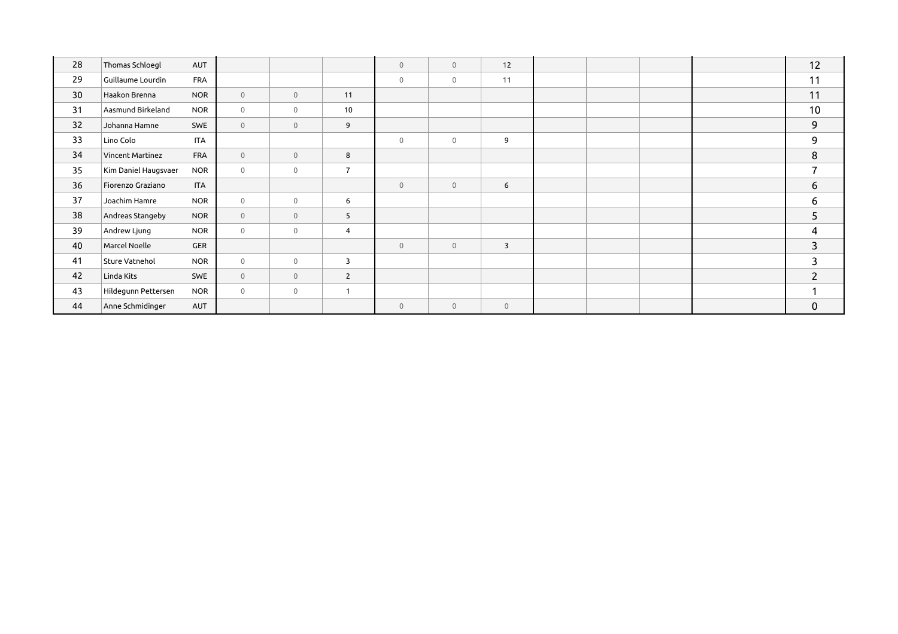| | | | | | | | | | | | | | |
|---|---|---|---|---|---|---|---|---|---|---|---|---|---|
| 28 | Thomas Schloegl | AUT | | | | 0 | 0 | 12 | | | | | 12 |
| 29 | Guillaume Lourdin | FRA | | | | 0 | 0 | 11 | | | | | 11 |
| 30 | Haakon Brenna | NOR | 0 | 0 | 11 | | | | | | | | 11 |
| 31 | Aasmund Birkeland | NOR | 0 | 0 | 10 | | | | | | | | 10 |
| 32 | Johanna Hamne | SWE | 0 | 0 | 9 | | | | | | | | 9 |
| 33 | Lino Colo | ITA | | | | 0 | 0 | 9 | | | | | 9 |
| 34 | Vincent Martinez | FRA | 0 | 0 | 8 | | | | | | | | 8 |
| 35 | Kim Daniel Haugsvaer | NOR | 0 | 0 | 7 | | | | | | | | 7 |
| 36 | Fiorenzo Graziano | ITA | | | | 0 | 0 | 6 | | | | | 6 |
| 37 | Joachim Hamre | NOR | 0 | 0 | 6 | | | | | | | | 6 |
| 38 | Andreas Stangeby | NOR | 0 | 0 | 5 | | | | | | | | 5 |
| 39 | Andrew Ljung | NOR | 0 | 0 | 4 | | | | | | | | 4 |
| 40 | Marcel Noelle | GER | | | | 0 | 0 | 3 | | | | | 3 |
| 41 | Sture Vatnehol | NOR | 0 | 0 | 3 | | | | | | | | 3 |
| 42 | Linda Kits | SWE | 0 | 0 | 2 | | | | | | | | 2 |
| 43 | Hildegunn Pettersen | NOR | 0 | 0 | 1 | | | | | | | | 1 |
| 44 | Anne Schmidinger | AUT | | | | 0 | 0 | 0 | | | | | 0 |